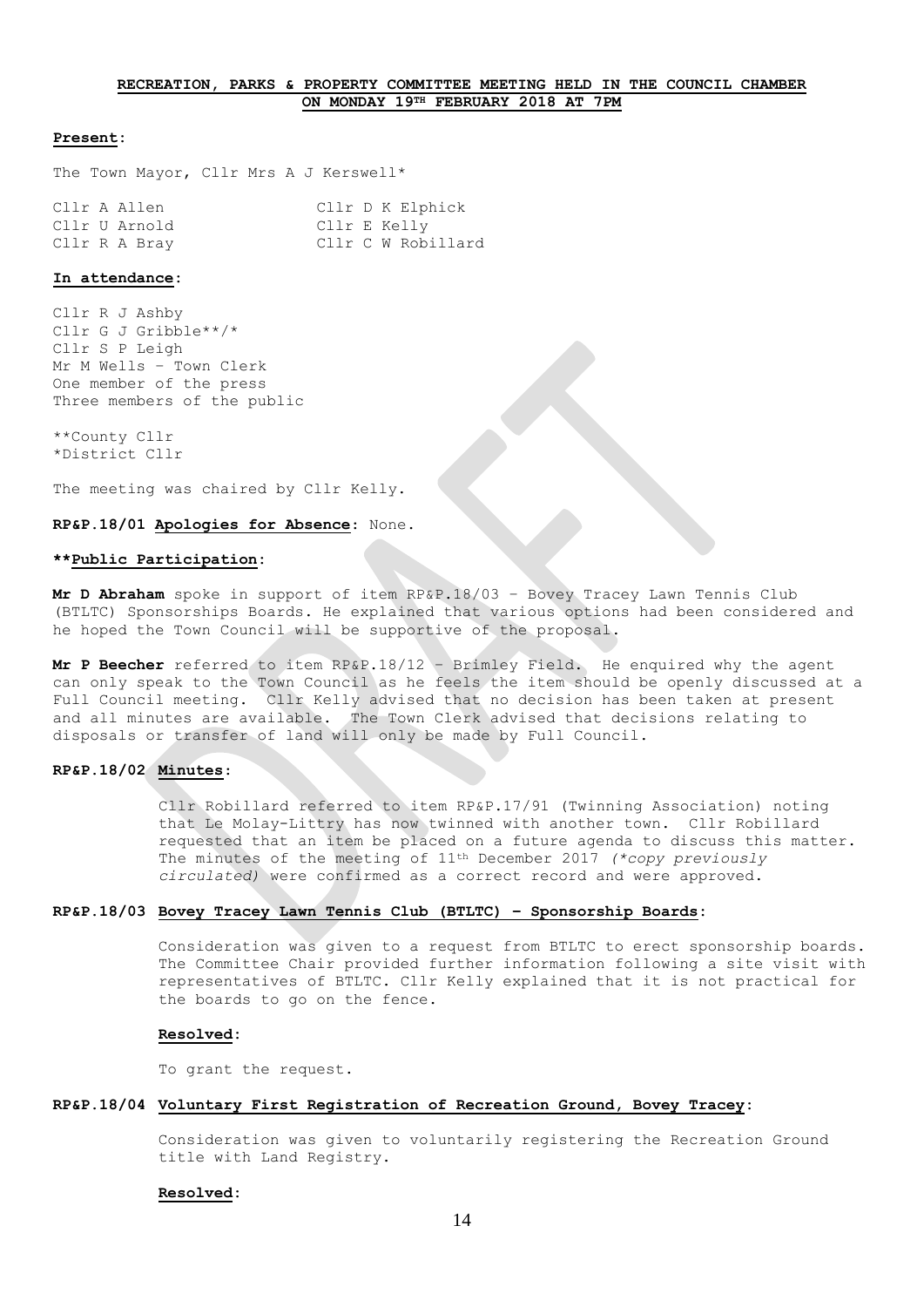## RECREATION, PARKS & PROPERTY COMMITTEE MEETING HELD IN THE COUNCIL CHAMBER ON MONDAY 19TH FEBRUARY 2018 AT 7PM

**Present:**

The Town Mayor, Cllr Mrs A J Kerswell*

| | |
|---|---|
| Cllr A Allen | Cllr D K Elphick |
| Cllr U Arnold | Cllr E Kelly |
| Cllr R A Bray | Cllr C W Robillard |

**In attendance:**

Cllr R J Ashby
Cllr G J Gribble**/*
Cllr S P Leigh
Mr M Wells – Town Clerk
One member of the press
Three members of the public

**County Cllr
*District Cllr

The meeting was chaired by Cllr Kelly.

**RP&P.18/01 Apologies for Absence:** None.

****Public Participation:**

**Mr D Abraham** spoke in support of item RP&P.18/03 – Bovey Tracey Lawn Tennis Club (BTLTC) Sponsorships Boards. He explained that various options had been considered and he hoped the Town Council will be supportive of the proposal.

**Mr P Beecher** referred to item RP&P.18/12 – Brimley Field. He enquired why the agent can only speak to the Town Council as he feels the item should be openly discussed at a Full Council meeting. Cllr Kelly advised that no decision has been taken at present and all minutes are available. The Town Clerk advised that decisions relating to disposals or transfer of land will only be made by Full Council.

**RP&P.18/02 Minutes:**

Cllr Robillard referred to item RP&P.17/91 (Twinning Association) noting that Le Molay-Littry has now twinned with another town. Cllr Robillard requested that an item be placed on a future agenda to discuss this matter. The minutes of the meeting of 11th December 2017 *(*copy previously circulated)* were confirmed as a correct record and were approved.

**RP&P.18/03 Bovey Tracey Lawn Tennis Club (BTLTC) – Sponsorship Boards:**

Consideration was given to a request from BTLTC to erect sponsorship boards. The Committee Chair provided further information following a site visit with representatives of BTLTC. Cllr Kelly explained that it is not practical for the boards to go on the fence.

**Resolved:**

To grant the request.

**RP&P.18/04 Voluntary First Registration of Recreation Ground, Bovey Tracey:**

Consideration was given to voluntarily registering the Recreation Ground title with Land Registry.

**Resolved:**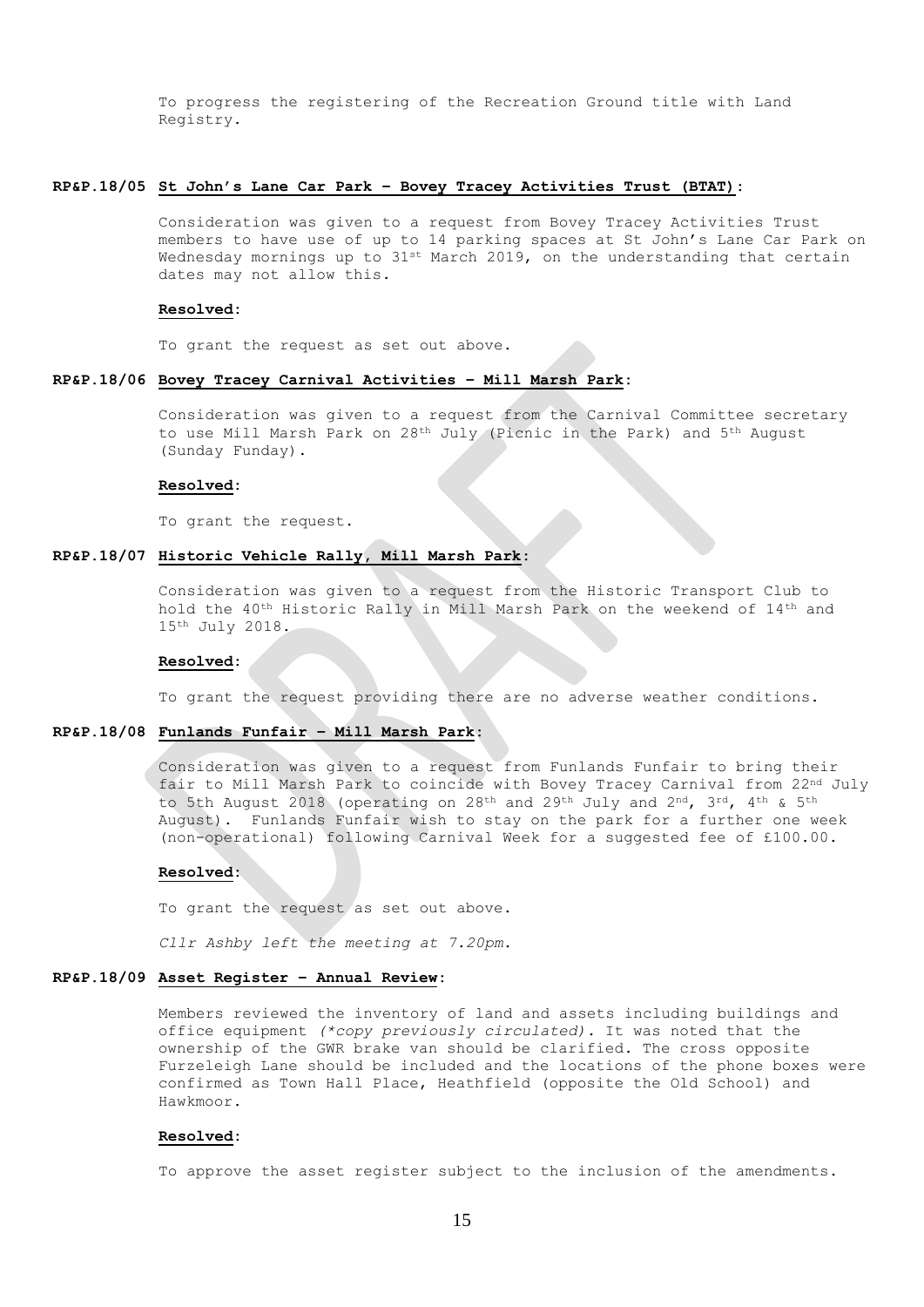To progress the registering of the Recreation Ground title with Land Registry.

**RP&P.18/05 St John's Lane Car Park – Bovey Tracey Activities Trust (BTAT):**

Consideration was given to a request from Bovey Tracey Activities Trust members to have use of up to 14 parking spaces at St John's Lane Car Park on Wednesday mornings up to 31st March 2019, on the understanding that certain dates may not allow this.

**Resolved:**

To grant the request as set out above.

**RP&P.18/06 Bovey Tracey Carnival Activities – Mill Marsh Park:**

Consideration was given to a request from the Carnival Committee secretary to use Mill Marsh Park on 28th July (Picnic in the Park) and 5th August (Sunday Funday).

**Resolved:**

To grant the request.

**RP&P.18/07 Historic Vehicle Rally, Mill Marsh Park:**

Consideration was given to a request from the Historic Transport Club to hold the 40th Historic Rally in Mill Marsh Park on the weekend of 14th and 15th July 2018.

**Resolved:**

To grant the request providing there are no adverse weather conditions.

**RP&P.18/08 Funlands Funfair – Mill Marsh Park:**

Consideration was given to a request from Funlands Funfair to bring their fair to Mill Marsh Park to coincide with Bovey Tracey Carnival from 22nd July to 5th August 2018 (operating on 28th and 29th July and 2nd, 3rd, 4th & 5th August). Funlands Funfair wish to stay on the park for a further one week (non-operational) following Carnival Week for a suggested fee of £100.00.

**Resolved:**

To grant the request as set out above.

*Cllr Ashby left the meeting at 7.20pm.*

**RP&P.18/09 Asset Register – Annual Review:**

Members reviewed the inventory of land and assets including buildings and office equipment *(\*copy previously circulated)*. It was noted that the ownership of the GWR brake van should be clarified. The cross opposite Furzeleigh Lane should be included and the locations of the phone boxes were confirmed as Town Hall Place, Heathfield (opposite the Old School) and Hawkmoor.

**Resolved:**

To approve the asset register subject to the inclusion of the amendments.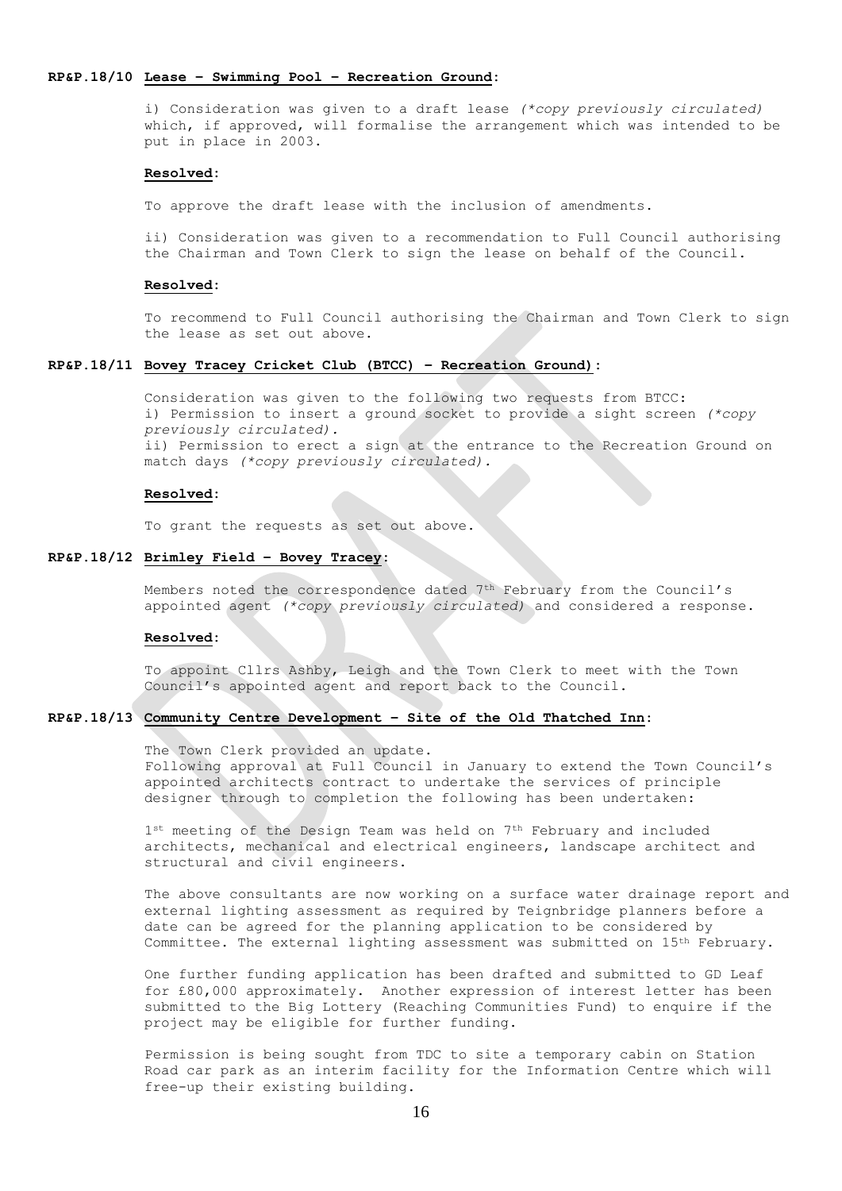**RP&P.18/10** **Lease – Swimming Pool – Recreation Ground**:

i) Consideration was given to a draft lease *(\*copy previously circulated)* which, if approved, will formalise the arrangement which was intended to be put in place in 2003.

**Resolved**:

To approve the draft lease with the inclusion of amendments.

ii) Consideration was given to a recommendation to Full Council authorising the Chairman and Town Clerk to sign the lease on behalf of the Council.

**Resolved**:

To recommend to Full Council authorising the Chairman and Town Clerk to sign the lease as set out above.

**RP&P.18/11** **Bovey Tracey Cricket Club (BTCC) – Recreation Ground)**:

Consideration was given to the following two requests from BTCC:
i) Permission to insert a ground socket to provide a sight screen *(\*copy previously circulated).*
ii) Permission to erect a sign at the entrance to the Recreation Ground on match days *(\*copy previously circulated).*

**Resolved**:

To grant the requests as set out above.

**RP&P.18/12** **Brimley Field – Bovey Tracey**:

Members noted the correspondence dated 7th February from the Council's appointed agent *(\*copy previously circulated)* and considered a response.

**Resolved**:

To appoint Cllrs Ashby, Leigh and the Town Clerk to meet with the Town Council's appointed agent and report back to the Council.

**RP&P.18/13** **Community Centre Development – Site of the Old Thatched Inn**:

The Town Clerk provided an update.
Following approval at Full Council in January to extend the Town Council's appointed architects contract to undertake the services of principle designer through to completion the following has been undertaken:

1st meeting of the Design Team was held on 7th February and included architects, mechanical and electrical engineers, landscape architect and structural and civil engineers.

The above consultants are now working on a surface water drainage report and external lighting assessment as required by Teignbridge planners before a date can be agreed for the planning application to be considered by Committee. The external lighting assessment was submitted on 15th February.

One further funding application has been drafted and submitted to GD Leaf for £80,000 approximately. Another expression of interest letter has been submitted to the Big Lottery (Reaching Communities Fund) to enquire if the project may be eligible for further funding.

Permission is being sought from TDC to site a temporary cabin on Station Road car park as an interim facility for the Information Centre which will free-up their existing building.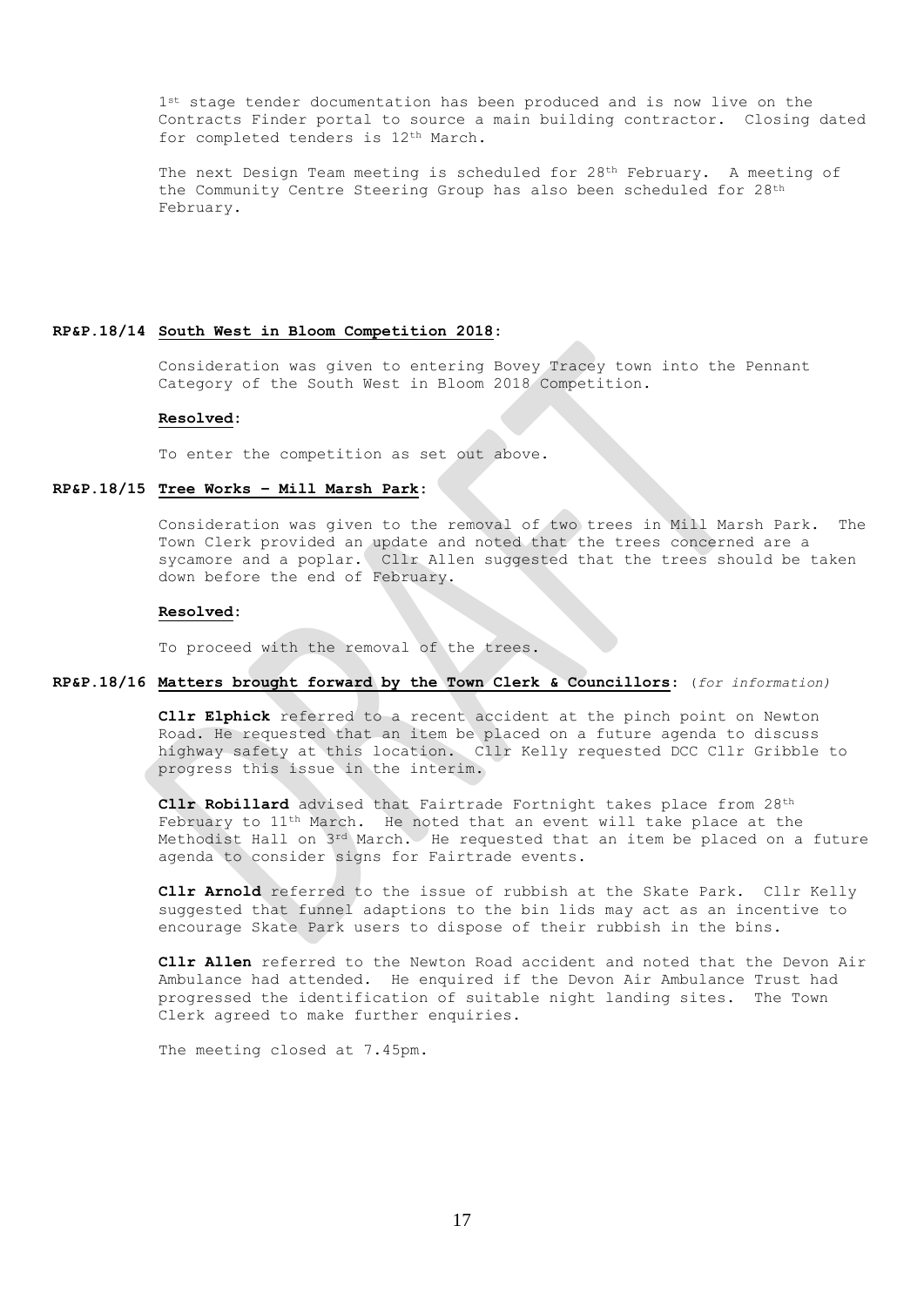1st stage tender documentation has been produced and is now live on the Contracts Finder portal to source a main building contractor. Closing dated for completed tenders is 12th March.

The next Design Team meeting is scheduled for 28th February. A meeting of the Community Centre Steering Group has also been scheduled for 28th February.

**RP&P.18/14 South West in Bloom Competition 2018:**

Consideration was given to entering Bovey Tracey town into the Pennant Category of the South West in Bloom 2018 Competition.

**Resolved:**

To enter the competition as set out above.

**RP&P.18/15 Tree Works – Mill Marsh Park:**

Consideration was given to the removal of two trees in Mill Marsh Park. The Town Clerk provided an update and noted that the trees concerned are a sycamore and a poplar. Cllr Allen suggested that the trees should be taken down before the end of February.

**Resolved:**

To proceed with the removal of the trees.

**RP&P.18/16 Matters brought forward by the Town Clerk & Councillors:** (*for information*)

**Cllr Elphick** referred to a recent accident at the pinch point on Newton Road. He requested that an item be placed on a future agenda to discuss highway safety at this location. Cllr Kelly requested DCC Cllr Gribble to progress this issue in the interim.

**Cllr Robillard** advised that Fairtrade Fortnight takes place from 28th February to 11th March. He noted that an event will take place at the Methodist Hall on 3rd March. He requested that an item be placed on a future agenda to consider signs for Fairtrade events.

**Cllr Arnold** referred to the issue of rubbish at the Skate Park. Cllr Kelly suggested that funnel adaptions to the bin lids may act as an incentive to encourage Skate Park users to dispose of their rubbish in the bins.

**Cllr Allen** referred to the Newton Road accident and noted that the Devon Air Ambulance had attended. He enquired if the Devon Air Ambulance Trust had progressed the identification of suitable night landing sites. The Town Clerk agreed to make further enquiries.

The meeting closed at 7.45pm.